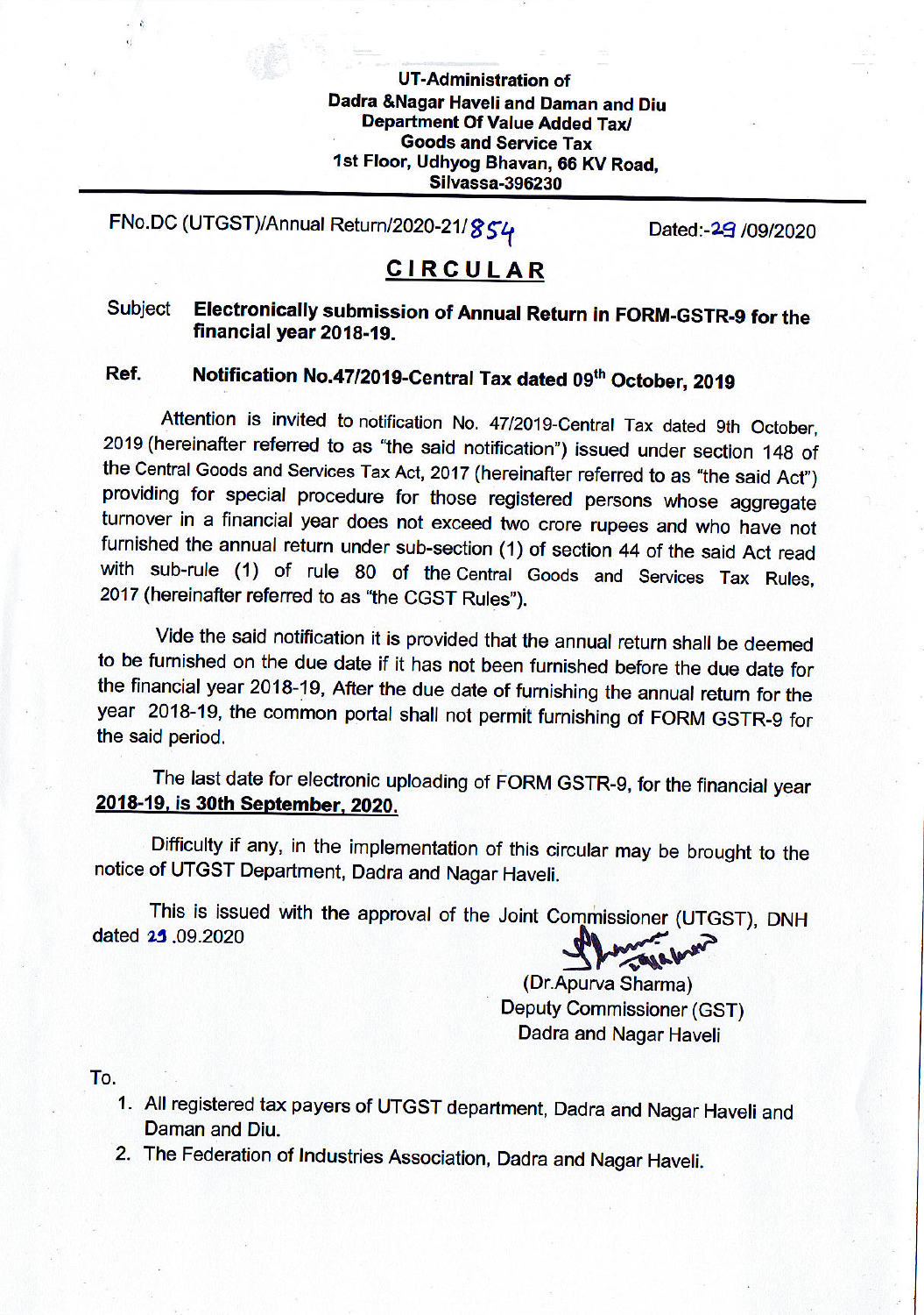**UT-Administration of**
**Dadra &Nagar Haveli and Daman and Diu**
**Department Of Value Added Tax/**
**Goods and Service Tax**
**1st Floor, Udhyog Bhavan, 66 KV Road,**
**Silvassa-396230**

---

FNo.DC (UTGST)/Annual Return/2020-21/854 Dated:-29 /09/2020

# CIRCULAR

Subject **Electronically submission of Annual Return in FORM-GSTR-9 for the financial year 2018-19.**

Ref. **Notification No.47/2019-Central Tax dated 09th October, 2019**

Attention is invited to notification No. 47/2019-Central Tax dated 9th October, 2019 (hereinafter referred to as "the said notification") issued under section 148 of the Central Goods and Services Tax Act, 2017 (hereinafter referred to as "the said Act") providing for special procedure for those registered persons whose aggregate turnover in a financial year does not exceed two crore rupees and who have not furnished the annual return under sub-section (1) of section 44 of the said Act read with sub-rule (1) of rule 80 of the Central Goods and Services Tax Rules, 2017 (hereinafter referred to as "the CGST Rules").

Vide the said notification it is provided that the annual return shall be deemed to be furnished on the due date if it has not been furnished before the due date for the financial year 2018-19, After the due date of furnishing the annual return for the year 2018-19, the common portal shall not permit furnishing of FORM GSTR-9 for the said period.

The last date for electronic uploading of FORM GSTR-9, for the financial year **2018-19, is 30th September, 2020.**

Difficulty if any, in the implementation of this circular may be brought to the notice of UTGST Department, Dadra and Nagar Haveli.

This is issued with the approval of the Joint Commissioner (UTGST), DNH dated 25.09.2020

(Dr.Apurva Sharma)
Deputy Commissioner (GST)
Dadra and Nagar Haveli

To.

1. All registered tax payers of UTGST department, Dadra and Nagar Haveli and Daman and Diu.
2. The Federation of Industries Association, Dadra and Nagar Haveli.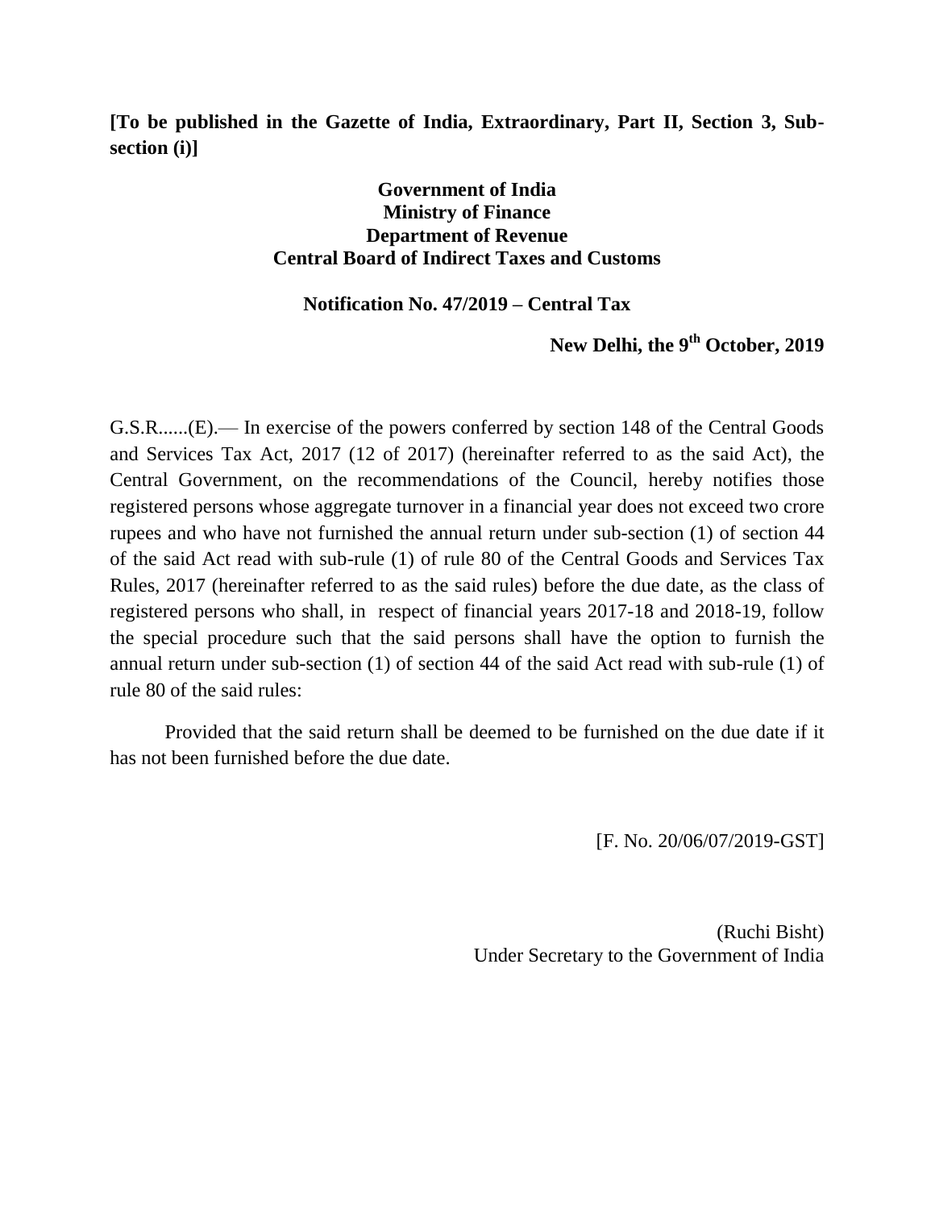**[To be published in the Gazette of India, Extraordinary, Part II, Section 3, Sub-section (i)]**

**Government of India**
**Ministry of Finance**
**Department of Revenue**
**Central Board of Indirect Taxes and Customs**

**Notification No. 47/2019 – Central Tax**

**New Delhi, the 9th October, 2019**

G.S.R......(E).— In exercise of the powers conferred by section 148 of the Central Goods and Services Tax Act, 2017 (12 of 2017) (hereinafter referred to as the said Act), the Central Government, on the recommendations of the Council, hereby notifies those registered persons whose aggregate turnover in a financial year does not exceed two crore rupees and who have not furnished the annual return under sub-section (1) of section 44 of the said Act read with sub-rule (1) of rule 80 of the Central Goods and Services Tax Rules, 2017 (hereinafter referred to as the said rules) before the due date, as the class of registered persons who shall, in respect of financial years 2017-18 and 2018-19, follow the special procedure such that the said persons shall have the option to furnish the annual return under sub-section (1) of section 44 of the said Act read with sub-rule (1) of rule 80 of the said rules:

Provided that the said return shall be deemed to be furnished on the due date if it has not been furnished before the due date.

[F. No. 20/06/07/2019-GST]

(Ruchi Bisht)
Under Secretary to the Government of India